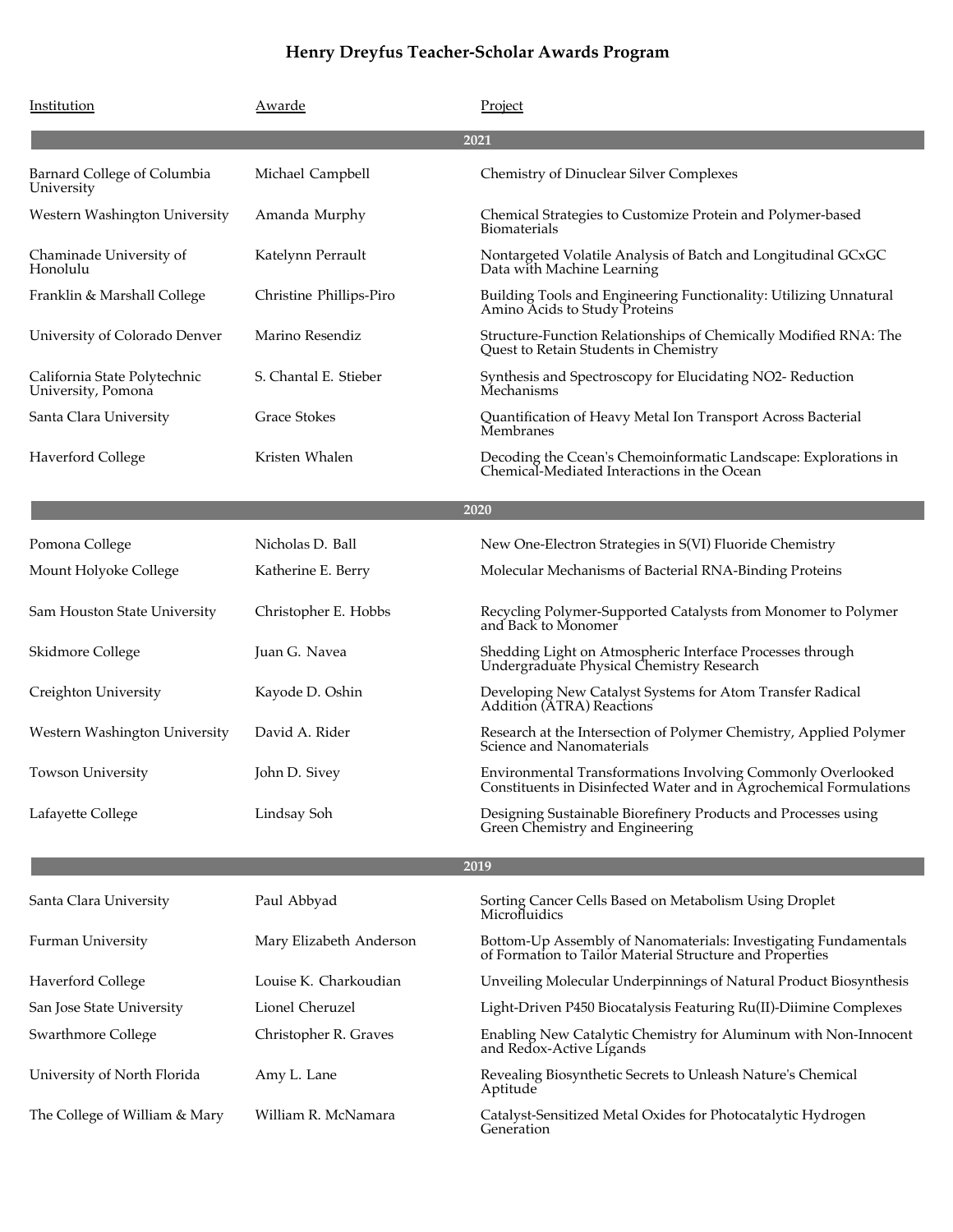# Henry Dreyfus Teacher-Scholar Awards Program

| Institution | Awarde | Project |
|---|---|---|
| **2021** | | |
| Barnard College of Columbia University | Michael Campbell | Chemistry of Dinuclear Silver Complexes |
| Western Washington University | Amanda Murphy | Chemical Strategies to Customize Protein and Polymer-based Biomaterials |
| Chaminade University of Honolulu | Katelynn Perrault | Nontargeted Volatile Analysis of Batch and Longitudinal GCxGC Data with Machine Learning |
| Franklin & Marshall College | Christine Phillips-Piro | Building Tools and Engineering Functionality: Utilizing Unnatural Amino Acids to Study Proteins |
| University of Colorado Denver | Marino Resendiz | Structure-Function Relationships of Chemically Modified RNA: The Quest to Retain Students in Chemistry |
| California State Polytechnic University, Pomona | S. Chantal E. Stieber | Synthesis and Spectroscopy for Elucidating NO2- Reduction Mechanisms |
| Santa Clara University | Grace Stokes | Quantification of Heavy Metal Ion Transport Across Bacterial Membranes |
| Haverford College | Kristen Whalen | Decoding the Ccean's Chemoinformatic Landscape: Explorations in Chemical-Mediated Interactions in the Ocean |
| **2020** | | |
| Pomona College | Nicholas D. Ball | New One-Electron Strategies in S(VI) Fluoride Chemistry |
| Mount Holyoke College | Katherine E. Berry | Molecular Mechanisms of Bacterial RNA-Binding Proteins |
| Sam Houston State University | Christopher E. Hobbs | Recycling Polymer-Supported Catalysts from Monomer to Polymer and Back to Monomer |
| Skidmore College | Juan G. Navea | Shedding Light on Atmospheric Interface Processes through Undergraduate Physical Chemistry Research |
| Creighton University | Kayode D. Oshin | Developing New Catalyst Systems for Atom Transfer Radical Addition (ATRA) Reactions |
| Western Washington University | David A. Rider | Research at the Intersection of Polymer Chemistry, Applied Polymer Science and Nanomaterials |
| Towson University | John D. Sivey | Environmental Transformations Involving Commonly Overlooked Constituents in Disinfected Water and in Agrochemical Formulations |
| Lafayette College | Lindsay Soh | Designing Sustainable Biorefinery Products and Processes using Green Chemistry and Engineering |
| **2019** | | |
| Santa Clara University | Paul Abbyad | Sorting Cancer Cells Based on Metabolism Using Droplet Microfluidics |
| Furman University | Mary Elizabeth Anderson | Bottom-Up Assembly of Nanomaterials: Investigating Fundamentals of Formation to Tailor Material Structure and Properties |
| Haverford College | Louise K. Charkoudian | Unveiling Molecular Underpinnings of Natural Product Biosynthesis |
| San Jose State University | Lionel Cheruzel | Light-Driven P450 Biocatalysis Featuring Ru(II)-Diimine Complexes |
| Swarthmore College | Christopher R. Graves | Enabling New Catalytic Chemistry for Aluminum with Non-Innocent and Redox-Active Ligands |
| University of North Florida | Amy L. Lane | Revealing Biosynthetic Secrets to Unleash Nature's Chemical Aptitude |
| The College of William & Mary | William R. McNamara | Catalyst-Sensitized Metal Oxides for Photocatalytic Hydrogen Generation |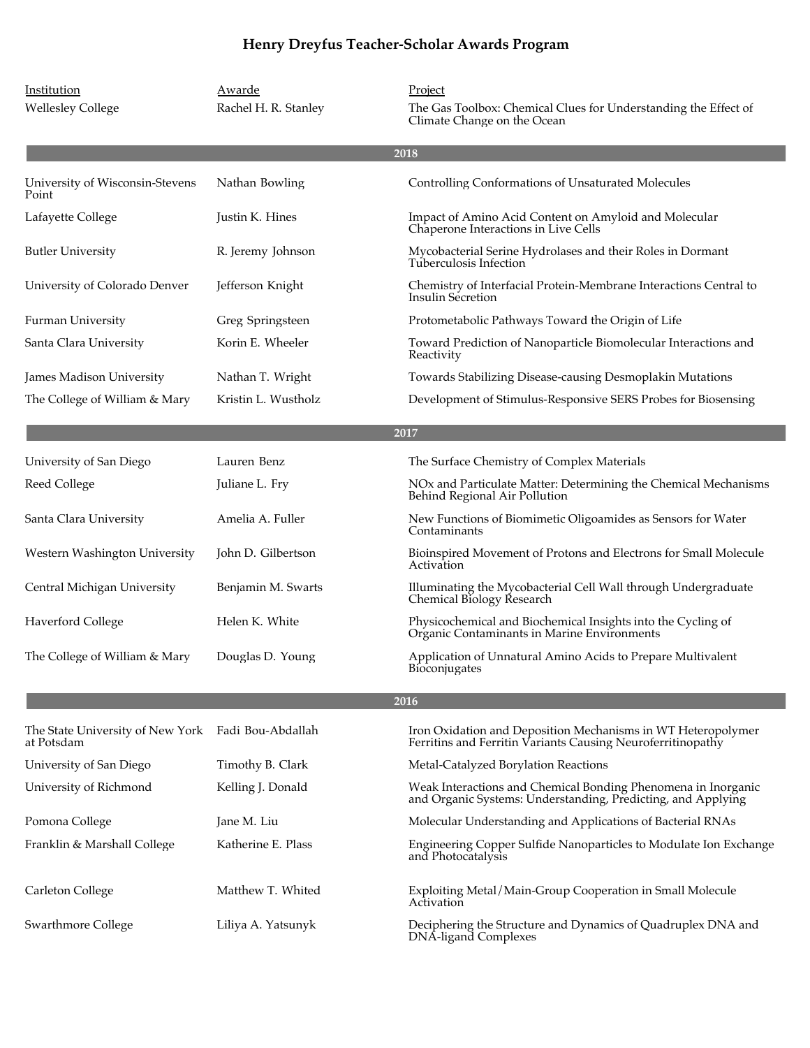# Henry Dreyfus Teacher-Scholar Awards Program

| Institution | Awarde | Project |
|---|---|---|
| Wellesley College | Rachel H. R. Stanley | The Gas Toolbox: Chemical Clues for Understanding the Effect of Climate Change on the Ocean |
| **2018** | | |
| University of Wisconsin-Stevens Point | Nathan Bowling | Controlling Conformations of Unsaturated Molecules |
| Lafayette College | Justin K. Hines | Impact of Amino Acid Content on Amyloid and Molecular Chaperone Interactions in Live Cells |
| Butler University | R. Jeremy Johnson | Mycobacterial Serine Hydrolases and their Roles in Dormant Tuberculosis Infection |
| University of Colorado Denver | Jefferson Knight | Chemistry of Interfacial Protein-Membrane Interactions Central to Insulin Secretion |
| Furman University | Greg Springsteen | Protometabolic Pathways Toward the Origin of Life |
| Santa Clara University | Korin E. Wheeler | Toward Prediction of Nanoparticle Biomolecular Interactions and Reactivity |
| James Madison University | Nathan T. Wright | Towards Stabilizing Disease-causing Desmoplakin Mutations |
| The College of William & Mary | Kristin L. Wustholz | Development of Stimulus-Responsive SERS Probes for Biosensing |
| **2017** | | |
| University of San Diego | Lauren Benz | The Surface Chemistry of Complex Materials |
| Reed College | Juliane L. Fry | NOx and Particulate Matter: Determining the Chemical Mechanisms Behind Regional Air Pollution |
| Santa Clara University | Amelia A. Fuller | New Functions of Biomimetic Oligoamides as Sensors for Water Contaminants |
| Western Washington University | John D. Gilbertson | Bioinspired Movement of Protons and Electrons for Small Molecule Activation |
| Central Michigan University | Benjamin M. Swarts | Illuminating the Mycobacterial Cell Wall through Undergraduate Chemical Biology Research |
| Haverford College | Helen K. White | Physicochemical and Biochemical Insights into the Cycling of Organic Contaminants in Marine Environments |
| The College of William & Mary | Douglas D. Young | Application of Unnatural Amino Acids to Prepare Multivalent Bioconjugates |
| **2016** | | |
| The State University of New York at Potsdam | Fadi Bou-Abdallah | Iron Oxidation and Deposition Mechanisms in WT Heteropolymer Ferritins and Ferritin Variants Causing Neuroferritinopathy |
| University of San Diego | Timothy B. Clark | Metal-Catalyzed Borylation Reactions |
| University of Richmond | Kelling J. Donald | Weak Interactions and Chemical Bonding Phenomena in Inorganic and Organic Systems: Understanding, Predicting, and Applying |
| Pomona College | Jane M. Liu | Molecular Understanding and Applications of Bacterial RNAs |
| Franklin & Marshall College | Katherine E. Plass | Engineering Copper Sulfide Nanoparticles to Modulate Ion Exchange and Photocatalysis |
| Carleton College | Matthew T. Whited | Exploiting Metal/Main-Group Cooperation in Small Molecule Activation |
| Swarthmore College | Liliya A. Yatsunyk | Deciphering the Structure and Dynamics of Quadruplex DNA and DNA-ligand Complexes |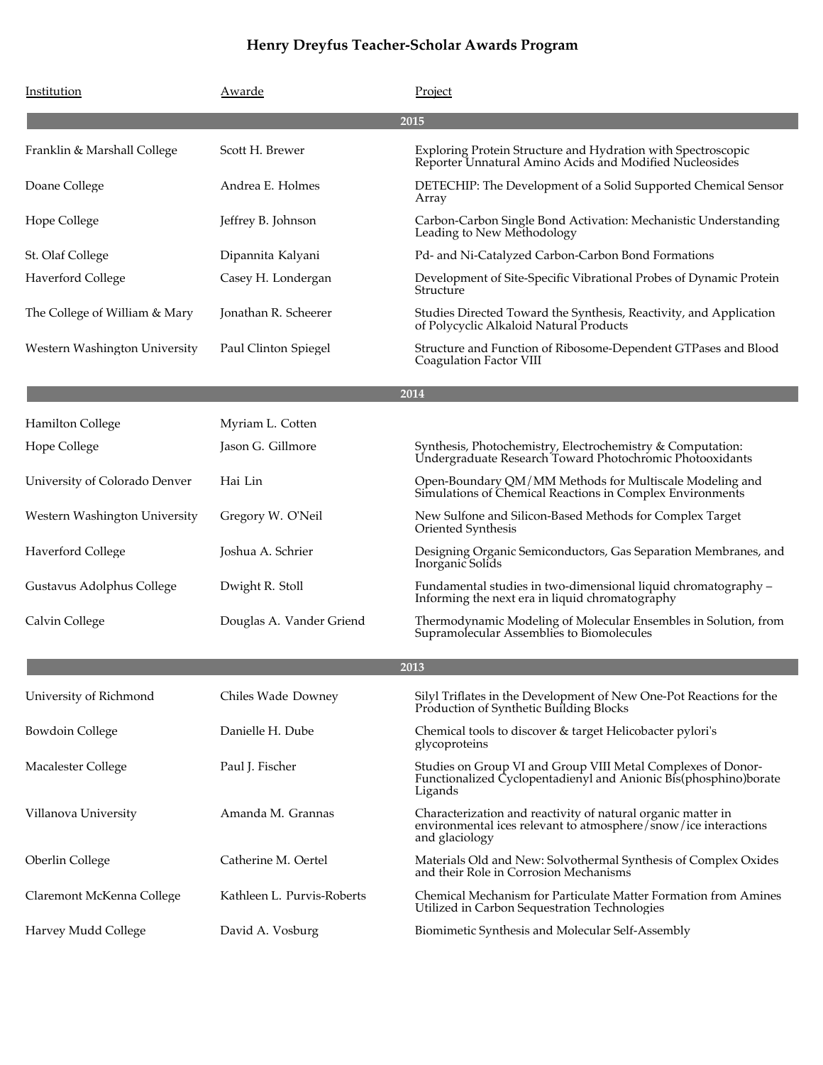# Henry Dreyfus Teacher-Scholar Awards Program

| Institution | Awarde | Project |
|---|---|---|
| **2015** | | |
| Franklin & Marshall College | Scott H. Brewer | Exploring Protein Structure and Hydration with Spectroscopic Reporter Unnatural Amino Acids and Modified Nucleosides |
| Doane College | Andrea E. Holmes | DETECHIP: The Development of a Solid Supported Chemical Sensor Array |
| Hope College | Jeffrey B. Johnson | Carbon-Carbon Single Bond Activation: Mechanistic Understanding Leading to New Methodology |
| St. Olaf College | Dipannita Kalyani | Pd- and Ni-Catalyzed Carbon-Carbon Bond Formations |
| Haverford College | Casey H. Londergan | Development of Site-Specific Vibrational Probes of Dynamic Protein Structure |
| The College of William & Mary | Jonathan R. Scheerer | Studies Directed Toward the Synthesis, Reactivity, and Application of Polycyclic Alkaloid Natural Products |
| Western Washington University | Paul Clinton Spiegel | Structure and Function of Ribosome-Dependent GTPases and Blood Coagulation Factor VIII |
| **2014** | | |
| Hamilton College | Myriam L. Cotten | |
| Hope College | Jason G. Gillmore | Synthesis, Photochemistry, Electrochemistry & Computation: Undergraduate Research Toward Photochromic Photooxidants |
| University of Colorado Denver | Hai Lin | Open-Boundary QM/MM Methods for Multiscale Modeling and Simulations of Chemical Reactions in Complex Environments |
| Western Washington University | Gregory W. O'Neil | New Sulfone and Silicon-Based Methods for Complex Target Oriented Synthesis |
| Haverford College | Joshua A. Schrier | Designing Organic Semiconductors, Gas Separation Membranes, and Inorganic Solids |
| Gustavus Adolphus College | Dwight R. Stoll | Fundamental studies in two-dimensional liquid chromatography – Informing the next era in liquid chromatography |
| Calvin College | Douglas A. Vander Griend | Thermodynamic Modeling of Molecular Ensembles in Solution, from Supramolecular Assemblies to Biomolecules |
| **2013** | | |
| University of Richmond | Chiles Wade Downey | Silyl Triflates in the Development of New One-Pot Reactions for the Production of Synthetic Building Blocks |
| Bowdoin College | Danielle H. Dube | Chemical tools to discover & target Helicobacter pylori's glycoproteins |
| Macalester College | Paul J. Fischer | Studies on Group VI and Group VIII Metal Complexes of Donor-Functionalized Cyclopentadienyl and Anionic Bis(phosphino)borate Ligands |
| Villanova University | Amanda M. Grannas | Characterization and reactivity of natural organic matter in environmental ices relevant to atmosphere/snow/ice interactions and glaciology |
| Oberlin College | Catherine M. Oertel | Materials Old and New: Solvothermal Synthesis of Complex Oxides and their Role in Corrosion Mechanisms |
| Claremont McKenna College | Kathleen L. Purvis-Roberts | Chemical Mechanism for Particulate Matter Formation from Amines Utilized in Carbon Sequestration Technologies |
| Harvey Mudd College | David A. Vosburg | Biomimetic Synthesis and Molecular Self-Assembly |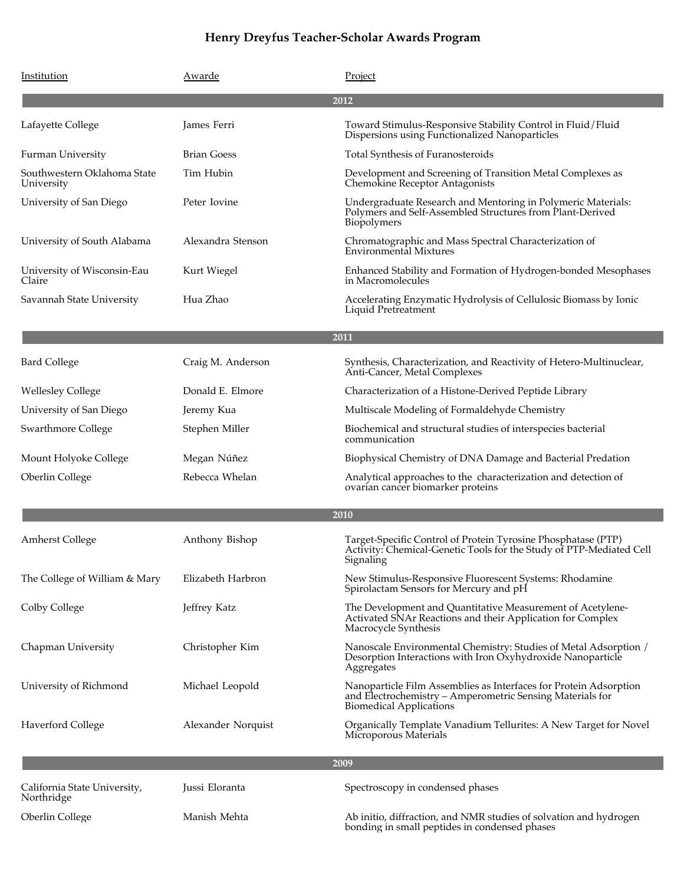# Henry Dreyfus Teacher-Scholar Awards Program

| Institution | Awarde | Project |
|---|---|---|
| **2012** | | |
| Lafayette College | James Ferri | Toward Stimulus-Responsive Stability Control in Fluid/Fluid Dispersions using Functionalized Nanoparticles |
| Furman University | Brian Goess | Total Synthesis of Furanosteroids |
| Southwestern Oklahoma State University | Tim Hubin | Development and Screening of Transition Metal Complexes as Chemokine Receptor Antagonists |
| University of San Diego | Peter Iovine | Undergraduate Research and Mentoring in Polymeric Materials: Polymers and Self-Assembled Structures from Plant-Derived Biopolymers |
| University of South Alabama | Alexandra Stenson | Chromatographic and Mass Spectral Characterization of Environmental Mixtures |
| University of Wisconsin-Eau Claire | Kurt Wiegel | Enhanced Stability and Formation of Hydrogen-bonded Mesophases in Macromolecules |
| Savannah State University | Hua Zhao | Accelerating Enzymatic Hydrolysis of Cellulosic Biomass by Ionic Liquid Pretreatment |
| **2011** | | |
| Bard College | Craig M. Anderson | Synthesis, Characterization, and Reactivity of Hetero-Multinuclear, Anti-Cancer, Metal Complexes |
| Wellesley College | Donald E. Elmore | Characterization of a Histone-Derived Peptide Library |
| University of San Diego | Jeremy Kua | Multiscale Modeling of Formaldehyde Chemistry |
| Swarthmore College | Stephen Miller | Biochemical and structural studies of interspecies bacterial communication |
| Mount Holyoke College | Megan Núñez | Biophysical Chemistry of DNA Damage and Bacterial Predation |
| Oberlin College | Rebecca Whelan | Analytical approaches to the characterization and detection of ovarian cancer biomarker proteins |
| **2010** | | |
| Amherst College | Anthony Bishop | Target-Specific Control of Protein Tyrosine Phosphatase (PTP) Activity: Chemical-Genetic Tools for the Study of PTP-Mediated Cell Signaling |
| The College of William & Mary | Elizabeth Harbron | New Stimulus-Responsive Fluorescent Systems: Rhodamine Spirolactam Sensors for Mercury and pH |
| Colby College | Jeffrey Katz | The Development and Quantitative Measurement of Acetylene-Activated SNAr Reactions and their Application for Complex Macrocycle Synthesis |
| Chapman University | Christopher Kim | Nanoscale Environmental Chemistry: Studies of Metal Adsorption / Desorption Interactions with Iron Oxyhydroxide Nanoparticle Aggregates |
| University of Richmond | Michael Leopold | Nanoparticle Film Assemblies as Interfaces for Protein Adsorption and Electrochemistry – Amperometric Sensing Materials for Biomedical Applications |
| Haverford College | Alexander Norquist | Organically Template Vanadium Tellurites: A New Target for Novel Microporous Materials |
| **2009** | | |
| California State University, Northridge | Jussi Eloranta | Spectroscopy in condensed phases |
| Oberlin College | Manish Mehta | Ab initio, diffraction, and NMR studies of solvation and hydrogen bonding in small peptides in condensed phases |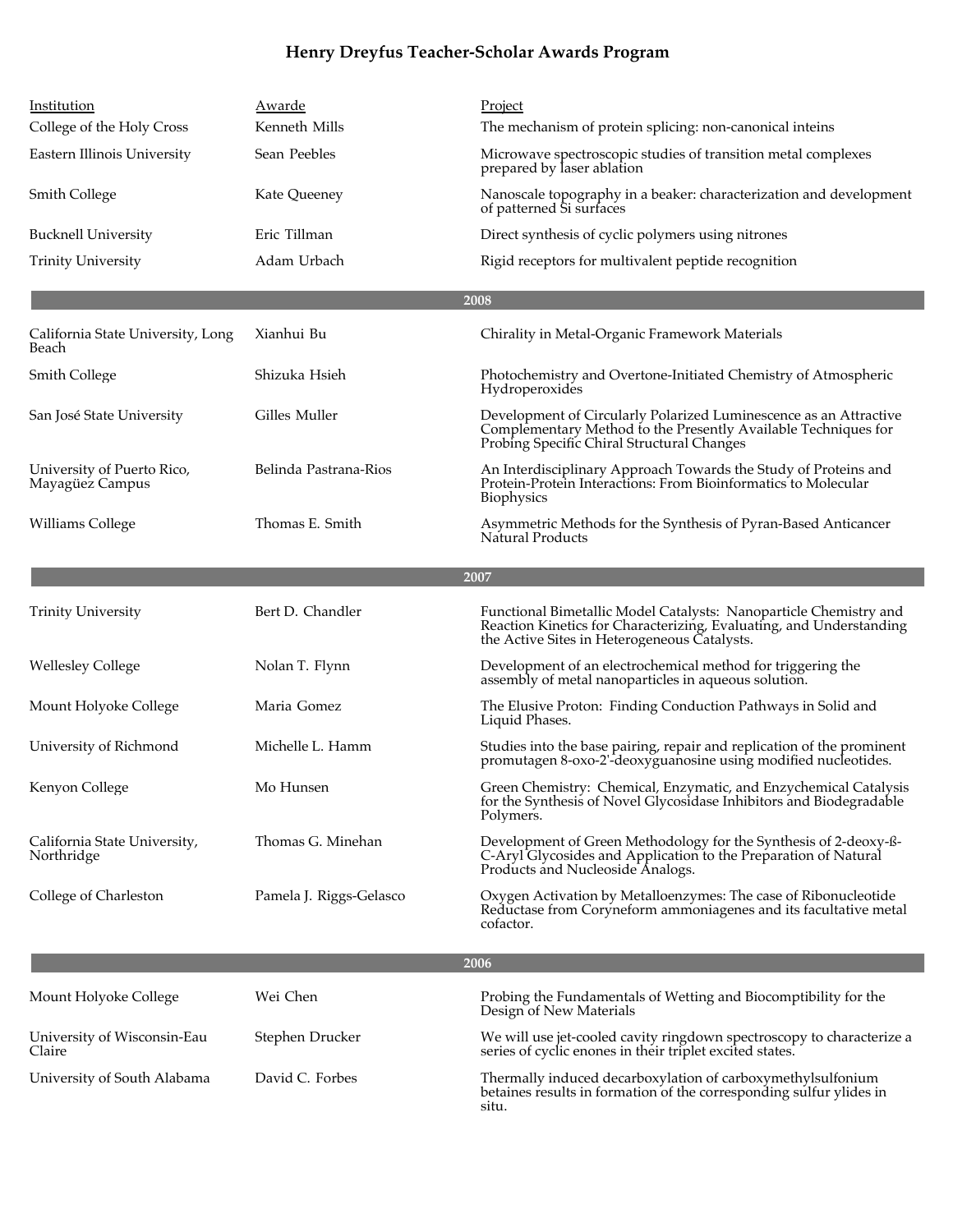## Henry Dreyfus Teacher-Scholar Awards Program

| Institution | Awarde | Project |
|---|---|---|
| College of the Holy Cross | Kenneth Mills | The mechanism of protein splicing: non-canonical inteins |
| Eastern Illinois University | Sean Peebles | Microwave spectroscopic studies of transition metal complexes prepared by laser ablation |
| Smith College | Kate Queeney | Nanoscale topography in a beaker: characterization and development of patterned Si surfaces |
| Bucknell University | Eric Tillman | Direct synthesis of cyclic polymers using nitrones |
| Trinity University | Adam Urbach | Rigid receptors for multivalent peptide recognition |
| | **2008** | |
| California State University, Long Beach | Xianhui Bu | Chirality in Metal-Organic Framework Materials |
| Smith College | Shizuka Hsieh | Photochemistry and Overtone-Initiated Chemistry of Atmospheric Hydroperoxides |
| San José State University | Gilles Muller | Development of Circularly Polarized Luminescence as an Attractive Complementary Method to the Presently Available Techniques for Probing Specific Chiral Structural Changes |
| University of Puerto Rico, Mayagüez Campus | Belinda Pastrana-Rios | An Interdisciplinary Approach Towards the Study of Proteins and Protein-Protein Interactions: From Bioinformatics to Molecular Biophysics |
| Williams College | Thomas E. Smith | Asymmetric Methods for the Synthesis of Pyran-Based Anticancer Natural Products |
| | **2007** | |
| Trinity University | Bert D. Chandler | Functional Bimetallic Model Catalysts: Nanoparticle Chemistry and Reaction Kinetics for Characterizing, Evaluating, and Understanding the Active Sites in Heterogeneous Catalysts. |
| Wellesley College | Nolan T. Flynn | Development of an electrochemical method for triggering the assembly of metal nanoparticles in aqueous solution. |
| Mount Holyoke College | Maria Gomez | The Elusive Proton: Finding Conduction Pathways in Solid and Liquid Phases. |
| University of Richmond | Michelle L. Hamm | Studies into the base pairing, repair and replication of the prominent promutagen 8-oxo-2'-deoxyguanosine using modified nucleotides. |
| Kenyon College | Mo Hunsen | Green Chemistry: Chemical, Enzymatic, and Enzychemical Catalysis for the Synthesis of Novel Glycosidase Inhibitors and Biodegradable Polymers. |
| California State University, Northridge | Thomas G. Minehan | Development of Green Methodology for the Synthesis of 2-deoxy-ß-C-Aryl Glycosides and Application to the Preparation of Natural Products and Nucleoside Analogs. |
| College of Charleston | Pamela J. Riggs-Gelasco | Oxygen Activation by Metalloenzymes: The case of Ribonucleotide Reductase from Coryneform ammoniagenes and its facultative metal cofactor. |
| | **2006** | |
| Mount Holyoke College | Wei Chen | Probing the Fundamentals of Wetting and Biocomptibility for the Design of New Materials |
| University of Wisconsin-Eau Claire | Stephen Drucker | We will use jet-cooled cavity ringdown spectroscopy to characterize a series of cyclic enones in their triplet excited states. |
| University of South Alabama | David C. Forbes | Thermally induced decarboxylation of carboxymethylsulfonium betaines results in formation of the corresponding sulfur ylides in situ. |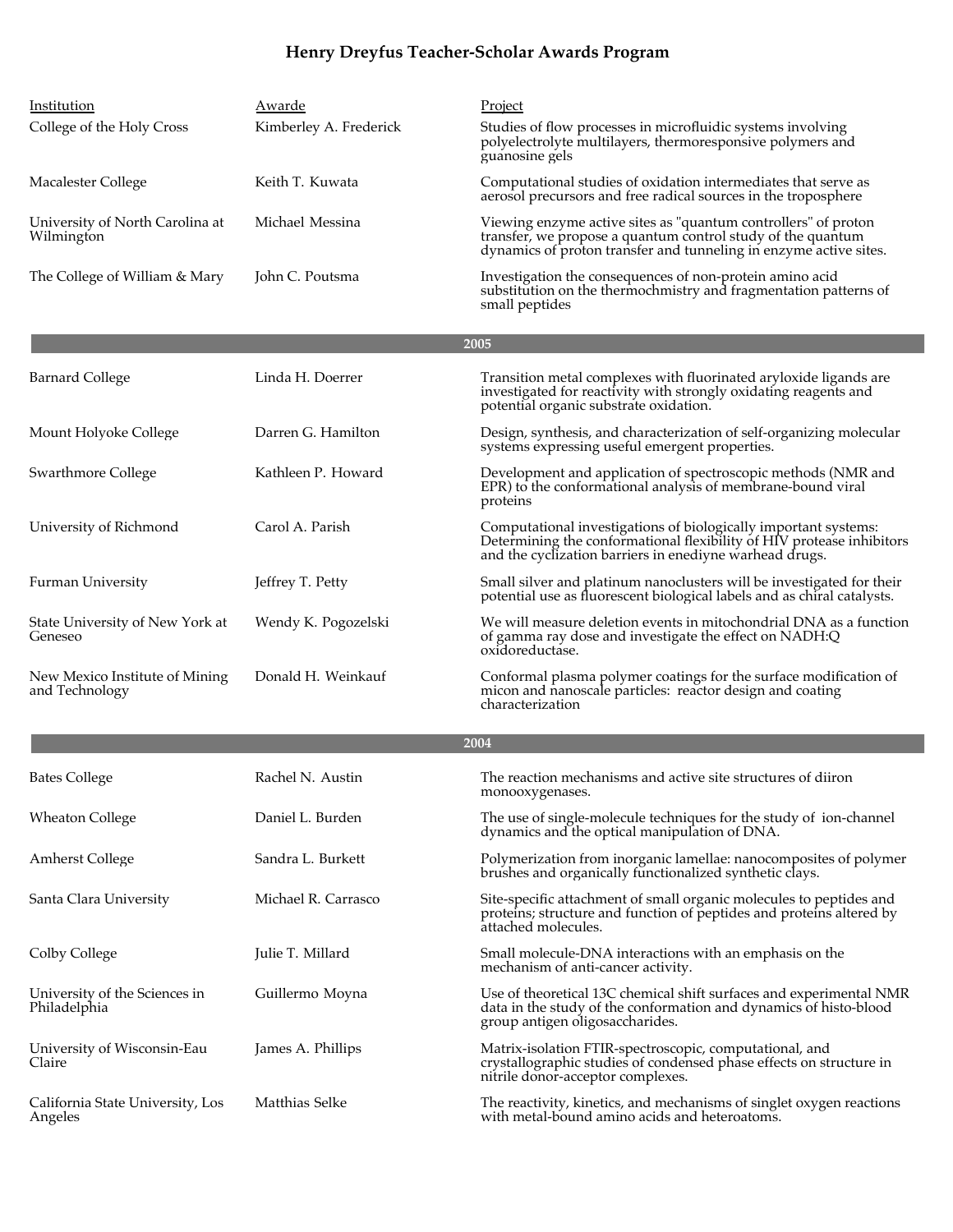# Henry Dreyfus Teacher-Scholar Awards Program

| Institution | Awarde | Project |
|---|---|---|
| College of the Holy Cross | Kimberley A. Frederick | Studies of flow processes in microfluidic systems involving polyelectrolyte multilayers, thermoresponsive polymers and guanosine gels |
| Macalester College | Keith T. Kuwata | Computational studies of oxidation intermediates that serve as aerosol precursors and free radical sources in the troposphere |
| University of North Carolina at Wilmington | Michael Messina | Viewing enzyme active sites as "quantum controllers" of proton transfer, we propose a quantum control study of the quantum dynamics of proton transfer and tunneling in enzyme active sites. |
| The College of William & Mary | John C. Poutsma | Investigation the consequences of non-protein amino acid substitution on the thermochmistry and fragmentation patterns of small peptides |
| **2005** | | |
| Barnard College | Linda H. Doerrer | Transition metal complexes with fluorinated aryloxide ligands are investigated for reactivity with strongly oxidating reagents and potential organic substrate oxidation. |
| Mount Holyoke College | Darren G. Hamilton | Design, synthesis, and characterization of self-organizing molecular systems expressing useful emergent properties. |
| Swarthmore College | Kathleen P. Howard | Development and application of spectroscopic methods (NMR and EPR) to the conformational analysis of membrane-bound viral proteins |
| University of Richmond | Carol A. Parish | Computational investigations of biologically important systems: Determining the conformational flexibility of HIV protease inhibitors and the cyclization barriers in enediyne warhead drugs. |
| Furman University | Jeffrey T. Petty | Small silver and platinum nanoclusters will be investigated for their potential use as fluorescent biological labels and as chiral catalysts. |
| State University of New York at Geneseo | Wendy K. Pogozelski | We will measure deletion events in mitochondrial DNA as a function of gamma ray dose and investigate the effect on NADH:Q oxidoreductase. |
| New Mexico Institute of Mining and Technology | Donald H. Weinkauf | Conformal plasma polymer coatings for the surface modification of micon and nanoscale particles: reactor design and coating characterization |
| **2004** | | |
| Bates College | Rachel N. Austin | The reaction mechanisms and active site structures of diiron monooxygenases. |
| Wheaton College | Daniel L. Burden | The use of single-molecule techniques for the study of ion-channel dynamics and the optical manipulation of DNA. |
| Amherst College | Sandra L. Burkett | Polymerization from inorganic lamellae: nanocomposites of polymer brushes and organically functionalized synthetic clays. |
| Santa Clara University | Michael R. Carrasco | Site-specific attachment of small organic molecules to peptides and proteins; structure and function of peptides and proteins altered by attached molecules. |
| Colby College | Julie T. Millard | Small molecule-DNA interactions with an emphasis on the mechanism of anti-cancer activity. |
| University of the Sciences in Philadelphia | Guillermo Moyna | Use of theoretical 13C chemical shift surfaces and experimental NMR data in the study of the conformation and dynamics of histo-blood group antigen oligosaccharides. |
| University of Wisconsin-Eau Claire | James A. Phillips | Matrix-isolation FTIR-spectroscopic, computational, and crystallographic studies of condensed phase effects on structure in nitrile donor-acceptor complexes. |
| California State University, Los Angeles | Matthias Selke | The reactivity, kinetics, and mechanisms of singlet oxygen reactions with metal-bound amino acids and heteroatoms. |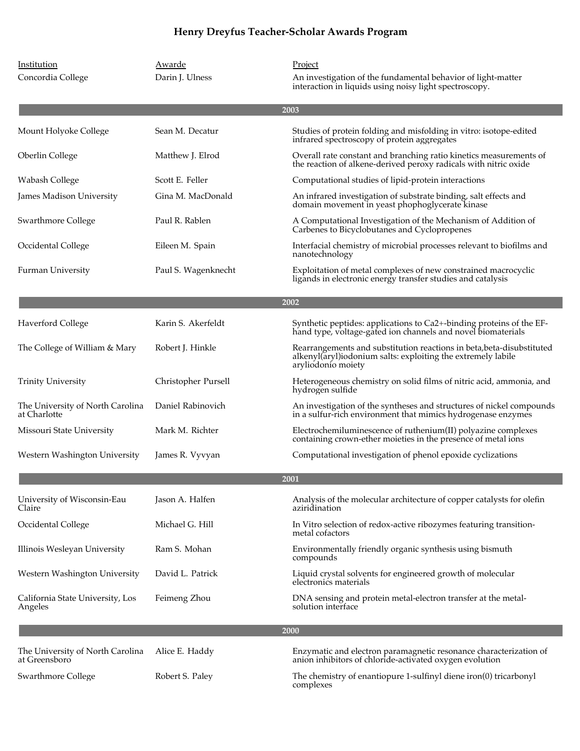## Henry Dreyfus Teacher-Scholar Awards Program

| Institution | Awarde | Project |
|---|---|---|
| Concordia College | Darin J. Ulness | An investigation of the fundamental behavior of light-matter interaction in liquids using noisy light spectroscopy. |
| **2003** | | |
| Mount Holyoke College | Sean M. Decatur | Studies of protein folding and misfolding in vitro: isotope-edited infrared spectroscopy of protein aggregates |
| Oberlin College | Matthew J. Elrod | Overall rate constant and branching ratio kinetics measurements of the reaction of alkene-derived peroxy radicals with nitric oxide |
| Wabash College | Scott E. Feller | Computational studies of lipid-protein interactions |
| James Madison University | Gina M. MacDonald | An infrared investigation of substrate binding, salt effects and domain movement in yeast phophoglycerate kinase |
| Swarthmore College | Paul R. Rablen | A Computational Investigation of the Mechanism of Addition of Carbenes to Bicyclobutanes and Cyclopropenes |
| Occidental College | Eileen M. Spain | Interfacial chemistry of microbial processes relevant to biofilms and nanotechnology |
| Furman University | Paul S. Wagenknecht | Exploitation of metal complexes of new constrained macrocyclic ligands in electronic energy transfer studies and catalysis |
| **2002** | | |
| Haverford College | Karin S. Akerfeldt | Synthetic peptides: applications to Ca2+-binding proteins of the EF-hand type, voltage-gated ion channels and novel biomaterials |
| The College of William & Mary | Robert J. Hinkle | Rearrangements and substitution reactions in beta,beta-disubstituted alkenyl(aryl)iodonium salts: exploiting the extremely labile aryliodonio moiety |
| Trinity University | Christopher Pursell | Heterogeneous chemistry on solid films of nitric acid, ammonia, and hydrogen sulfide |
| The University of North Carolina at Charlotte | Daniel Rabinovich | An investigation of the syntheses and structures of nickel compounds in a sulfur-rich environment that mimics hydrogenase enzymes |
| Missouri State University | Mark M. Richter | Electrochemiluminescence of ruthenium(II) polyazine complexes containing crown-ether moieties in the presence of metal ions |
| Western Washington University | James R. Vyvyan | Computational investigation of phenol epoxide cyclizations |
| **2001** | | |
| University of Wisconsin-Eau Claire | Jason A. Halfen | Analysis of the molecular architecture of copper catalysts for olefin aziridination |
| Occidental College | Michael G. Hill | In Vitro selection of redox-active ribozymes featuring transition-metal cofactors |
| Illinois Wesleyan University | Ram S. Mohan | Environmentally friendly organic synthesis using bismuth compounds |
| Western Washington University | David L. Patrick | Liquid crystal solvents for engineered growth of molecular electronics materials |
| California State University, Los Angeles | Feimeng Zhou | DNA sensing and protein metal-electron transfer at the metal-solution interface |
| **2000** | | |
| The University of North Carolina at Greensboro | Alice E. Haddy | Enzymatic and electron paramagnetic resonance characterization of anion inhibitors of chloride-activated oxygen evolution |
| Swarthmore College | Robert S. Paley | The chemistry of enantiopure 1-sulfinyl diene iron(0) tricarbonyl complexes |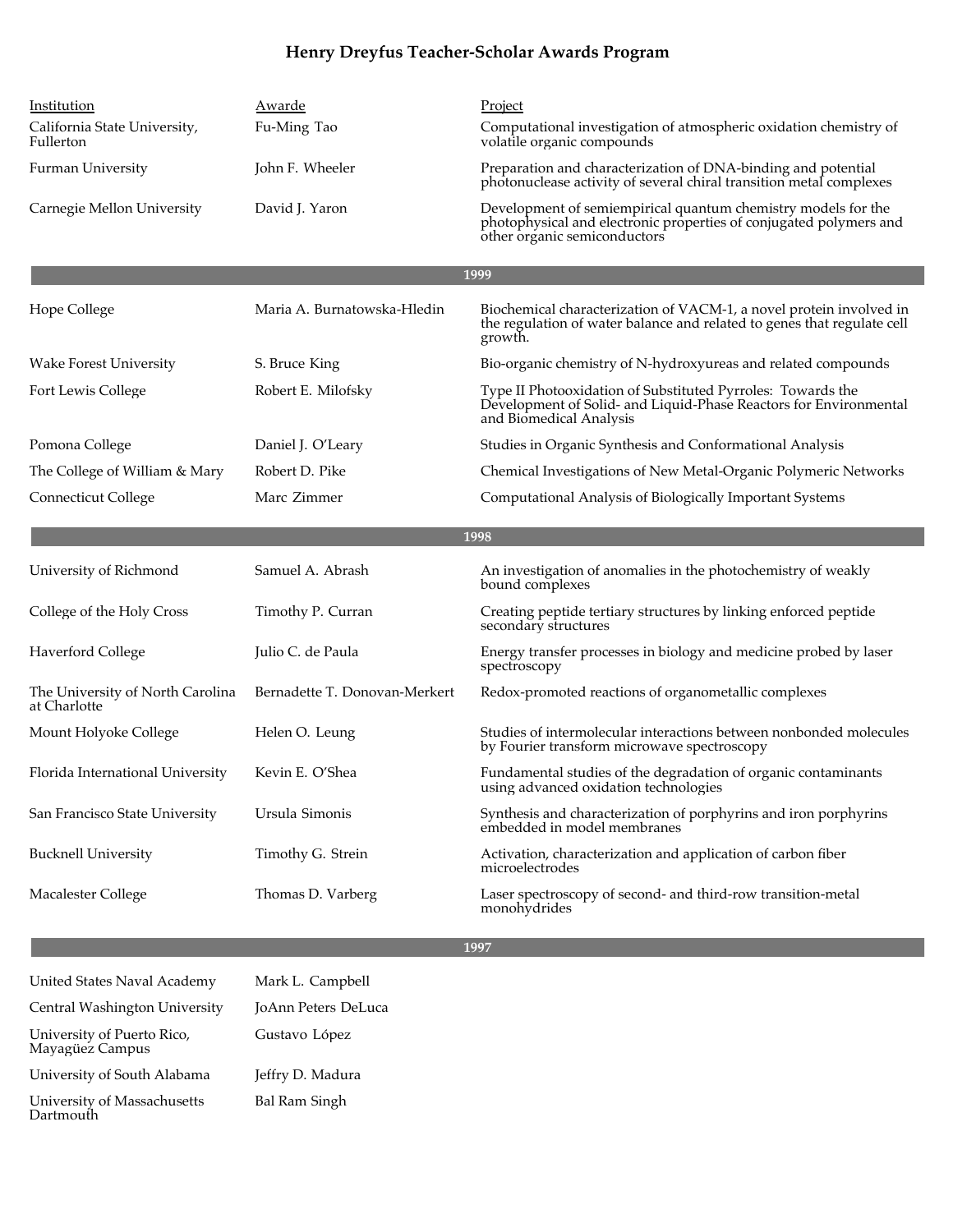# Henry Dreyfus Teacher-Scholar Awards Program

| Institution | Awarde | Project |
|---|---|---|
| California State University, Fullerton | Fu-Ming Tao | Computational investigation of atmospheric oxidation chemistry of volatile organic compounds |
| Furman University | John F. Wheeler | Preparation and characterization of DNA-binding and potential photonuclease activity of several chiral transition metal complexes |
| Carnegie Mellon University | David J. Yaron | Development of semiempirical quantum chemistry models for the photophysical and electronic properties of conjugated polymers and other organic semiconductors |
| **1999** | | |
| Hope College | Maria A. Burnatowska-Hledin | Biochemical characterization of VACM-1, a novel protein involved in the regulation of water balance and related to genes that regulate cell growth. |
| Wake Forest University | S. Bruce King | Bio-organic chemistry of N-hydroxyureas and related compounds |
| Fort Lewis College | Robert E. Milofsky | Type II Photooxidation of Substituted Pyrroles: Towards the Development of Solid- and Liquid-Phase Reactors for Environmental and Biomedical Analysis |
| Pomona College | Daniel J. O'Leary | Studies in Organic Synthesis and Conformational Analysis |
| The College of William & Mary | Robert D. Pike | Chemical Investigations of New Metal-Organic Polymeric Networks |
| Connecticut College | Marc Zimmer | Computational Analysis of Biologically Important Systems |
| **1998** | | |
| University of Richmond | Samuel A. Abrash | An investigation of anomalies in the photochemistry of weakly bound complexes |
| College of the Holy Cross | Timothy P. Curran | Creating peptide tertiary structures by linking enforced peptide secondary structures |
| Haverford College | Julio C. de Paula | Energy transfer processes in biology and medicine probed by laser spectroscopy |
| The University of North Carolina at Charlotte | Bernadette T. Donovan-Merkert | Redox-promoted reactions of organometallic complexes |
| Mount Holyoke College | Helen O. Leung | Studies of intermolecular interactions between nonbonded molecules by Fourier transform microwave spectroscopy |
| Florida International University | Kevin E. O'Shea | Fundamental studies of the degradation of organic contaminants using advanced oxidation technologies |
| San Francisco State University | Ursula Simonis | Synthesis and characterization of porphyrins and iron porphyrins embedded in model membranes |
| Bucknell University | Timothy G. Strein | Activation, characterization and application of carbon fiber microelectrodes |
| Macalester College | Thomas D. Varberg | Laser spectroscopy of second- and third-row transition-metal monohydrides |
| **1997** | | |
| United States Naval Academy | Mark L. Campbell | |
| Central Washington University | JoAnn Peters DeLuca | |
| University of Puerto Rico, Mayagüez Campus | Gustavo López | |
| University of South Alabama | Jeffry D. Madura | |
| University of Massachusetts Dartmouth | Bal Ram Singh | |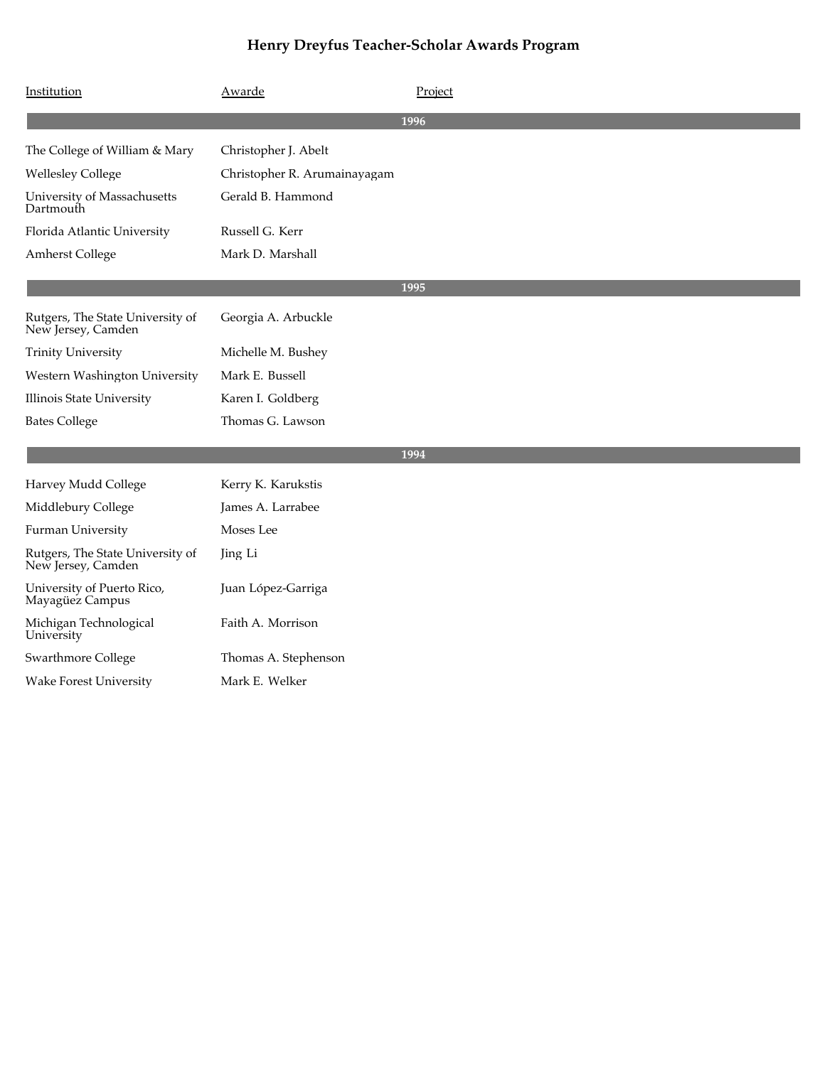# Henry Dreyfus Teacher-Scholar Awards Program

| Institution | Awarde | Project |
|---|---|---|
| **1996** | | |
| The College of William & Mary | Christopher J. Abelt | |
| Wellesley College | Christopher R. Arumainayagam | |
| University of Massachusetts Dartmouth | Gerald B. Hammond | |
| Florida Atlantic University | Russell G. Kerr | |
| Amherst College | Mark D. Marshall | |
| **1995** | | |
| Rutgers, The State University of New Jersey, Camden | Georgia A. Arbuckle | |
| Trinity University | Michelle M. Bushey | |
| Western Washington University | Mark E. Bussell | |
| Illinois State University | Karen I. Goldberg | |
| Bates College | Thomas G. Lawson | |
| **1994** | | |
| Harvey Mudd College | Kerry K. Karukstis | |
| Middlebury College | James A. Larrabee | |
| Furman University | Moses Lee | |
| Rutgers, The State University of New Jersey, Camden | Jing Li | |
| University of Puerto Rico, Mayagüez Campus | Juan López-Garriga | |
| Michigan Technological University | Faith A. Morrison | |
| Swarthmore College | Thomas A. Stephenson | |
| Wake Forest University | Mark E. Welker | |